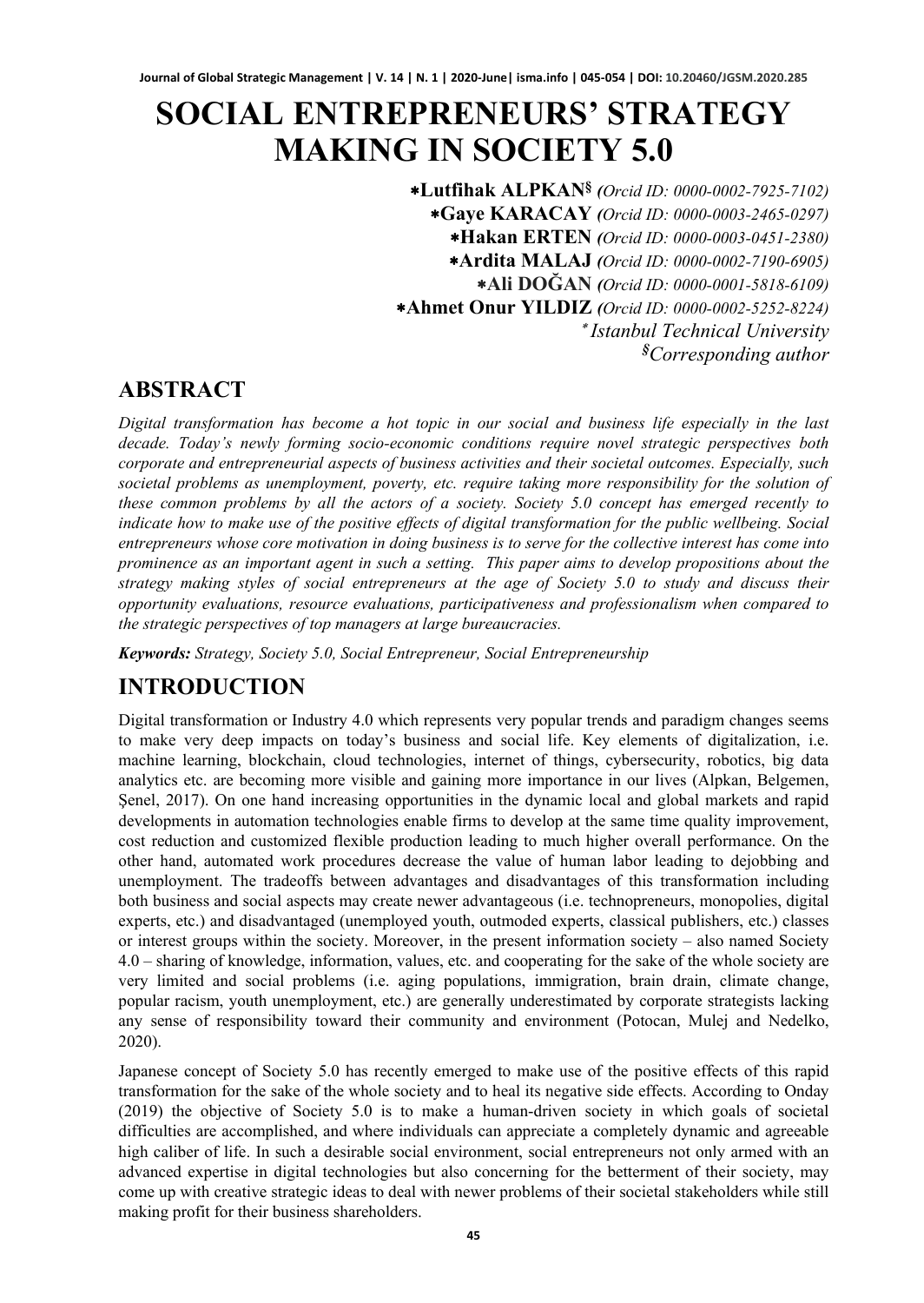# SOCIAL ENTREPRENEURS' STRATEGY MAKING IN SOCIETY 5.0

*Lutfihak ALPKAN[§] *(Orcid ID: 0000-0002-7925-7102)*
*Gaye KARACAY *(Orcid ID: 0000-0003-2465-0297)*
*Hakan ERTEN *(Orcid ID: 0000-0003-0451-2380)*
*Ardita MALAJ *(Orcid ID: 0000-0002-7190-6905)*
*Ali DOĞAN *(Orcid ID: 0000-0001-5818-6109)*
*Ahmet Onur YILDIZ *(Orcid ID: 0000-0002-5252-8224)*

*[*] Istanbul Technical University*
*[§]Corresponding author*

## ABSTRACT

*Digital transformation has become a hot topic in our social and business life especially in the last decade. Today's newly forming socio-economic conditions require novel strategic perspectives both corporate and entrepreneurial aspects of business activities and their societal outcomes. Especially, such societal problems as unemployment, poverty, etc. require taking more responsibility for the solution of these common problems by all the actors of a society. Society 5.0 concept has emerged recently to indicate how to make use of the positive effects of digital transformation for the public wellbeing. Social entrepreneurs whose core motivation in doing business is to serve for the collective interest has come into prominence as an important agent in such a setting. This paper aims to develop propositions about the strategy making styles of social entrepreneurs at the age of Society 5.0 to study and discuss their opportunity evaluations, resource evaluations, participativeness and professionalism when compared to the strategic perspectives of top managers at large bureaucracies.*

***Keywords:*** *Strategy, Society 5.0, Social Entrepreneur, Social Entrepreneurship*

## INTRODUCTION

Digital transformation or Industry 4.0 which represents very popular trends and paradigm changes seems to make very deep impacts on today's business and social life. Key elements of digitalization, i.e. machine learning, blockchain, cloud technologies, internet of things, cybersecurity, robotics, big data analytics etc. are becoming more visible and gaining more importance in our lives (Alpkan, Belgemen, Şenel, 2017). On one hand increasing opportunities in the dynamic local and global markets and rapid developments in automation technologies enable firms to develop at the same time quality improvement, cost reduction and customized flexible production leading to much higher overall performance. On the other hand, automated work procedures decrease the value of human labor leading to dejobbing and unemployment. The tradeoffs between advantages and disadvantages of this transformation including both business and social aspects may create newer advantageous (i.e. technopreneurs, monopolies, digital experts, etc.) and disadvantaged (unemployed youth, outmoded experts, classical publishers, etc.) classes or interest groups within the society. Moreover, in the present information society – also named Society 4.0 – sharing of knowledge, information, values, etc. and cooperating for the sake of the whole society are very limited and social problems (i.e. aging populations, immigration, brain drain, climate change, popular racism, youth unemployment, etc.) are generally underestimated by corporate strategists lacking any sense of responsibility toward their community and environment (Potocan, Mulej and Nedelko, 2020).

Japanese concept of Society 5.0 has recently emerged to make use of the positive effects of this rapid transformation for the sake of the whole society and to heal its negative side effects. According to Onday (2019) the objective of Society 5.0 is to make a human-driven society in which goals of societal difficulties are accomplished, and where individuals can appreciate a completely dynamic and agreeable high caliber of life. In such a desirable social environment, social entrepreneurs not only armed with an advanced expertise in digital technologies but also concerning for the betterment of their society, may come up with creative strategic ideas to deal with newer problems of their societal stakeholders while still making profit for their business shareholders.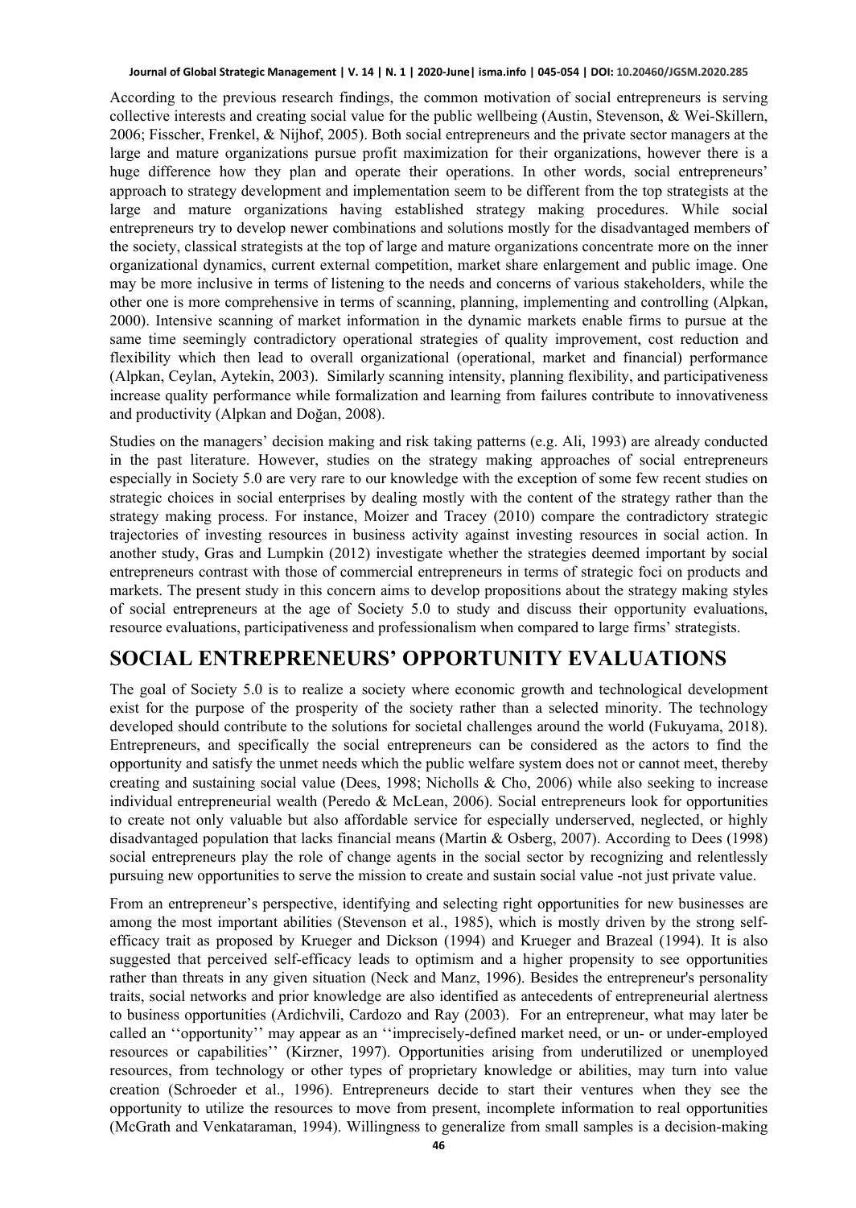According to the previous research findings, the common motivation of social entrepreneurs is serving collective interests and creating social value for the public wellbeing (Austin, Stevenson, & Wei-Skillern, 2006; Fisscher, Frenkel, & Nijhof, 2005). Both social entrepreneurs and the private sector managers at the large and mature organizations pursue profit maximization for their organizations, however there is a huge difference how they plan and operate their operations. In other words, social entrepreneurs' approach to strategy development and implementation seem to be different from the top strategists at the large and mature organizations having established strategy making procedures. While social entrepreneurs try to develop newer combinations and solutions mostly for the disadvantaged members of the society, classical strategists at the top of large and mature organizations concentrate more on the inner organizational dynamics, current external competition, market share enlargement and public image. One may be more inclusive in terms of listening to the needs and concerns of various stakeholders, while the other one is more comprehensive in terms of scanning, planning, implementing and controlling (Alpkan, 2000). Intensive scanning of market information in the dynamic markets enable firms to pursue at the same time seemingly contradictory operational strategies of quality improvement, cost reduction and flexibility which then lead to overall organizational (operational, market and financial) performance (Alpkan, Ceylan, Aytekin, 2003). Similarly scanning intensity, planning flexibility, and participativeness increase quality performance while formalization and learning from failures contribute to innovativeness and productivity (Alpkan and Doğan, 2008).

Studies on the managers' decision making and risk taking patterns (e.g. Ali, 1993) are already conducted in the past literature. However, studies on the strategy making approaches of social entrepreneurs especially in Society 5.0 are very rare to our knowledge with the exception of some few recent studies on strategic choices in social enterprises by dealing mostly with the content of the strategy rather than the strategy making process. For instance, Moizer and Tracey (2010) compare the contradictory strategic trajectories of investing resources in business activity against investing resources in social action. In another study, Gras and Lumpkin (2012) investigate whether the strategies deemed important by social entrepreneurs contrast with those of commercial entrepreneurs in terms of strategic foci on products and markets. The present study in this concern aims to develop propositions about the strategy making styles of social entrepreneurs at the age of Society 5.0 to study and discuss their opportunity evaluations, resource evaluations, participativeness and professionalism when compared to large firms' strategists.

# SOCIAL ENTREPRENEURS' OPPORTUNITY EVALUATIONS

The goal of Society 5.0 is to realize a society where economic growth and technological development exist for the purpose of the prosperity of the society rather than a selected minority. The technology developed should contribute to the solutions for societal challenges around the world (Fukuyama, 2018). Entrepreneurs, and specifically the social entrepreneurs can be considered as the actors to find the opportunity and satisfy the unmet needs which the public welfare system does not or cannot meet, thereby creating and sustaining social value (Dees, 1998; Nicholls & Cho, 2006) while also seeking to increase individual entrepreneurial wealth (Peredo & McLean, 2006). Social entrepreneurs look for opportunities to create not only valuable but also affordable service for especially underserved, neglected, or highly disadvantaged population that lacks financial means (Martin & Osberg, 2007). According to Dees (1998) social entrepreneurs play the role of change agents in the social sector by recognizing and relentlessly pursuing new opportunities to serve the mission to create and sustain social value -not just private value.

From an entrepreneur's perspective, identifying and selecting right opportunities for new businesses are among the most important abilities (Stevenson et al., 1985), which is mostly driven by the strong self-efficacy trait as proposed by Krueger and Dickson (1994) and Krueger and Brazeal (1994). It is also suggested that perceived self-efficacy leads to optimism and a higher propensity to see opportunities rather than threats in any given situation (Neck and Manz, 1996). Besides the entrepreneur's personality traits, social networks and prior knowledge are also identified as antecedents of entrepreneurial alertness to business opportunities (Ardichvili, Cardozo and Ray (2003). For an entrepreneur, what may later be called an ''opportunity'' may appear as an ''imprecisely-defined market need, or un- or under-employed resources or capabilities'' (Kirzner, 1997). Opportunities arising from underutilized or unemployed resources, from technology or other types of proprietary knowledge or abilities, may turn into value creation (Schroeder et al., 1996). Entrepreneurs decide to start their ventures when they see the opportunity to utilize the resources to move from present, incomplete information to real opportunities (McGrath and Venkataraman, 1994). Willingness to generalize from small samples is a decision-making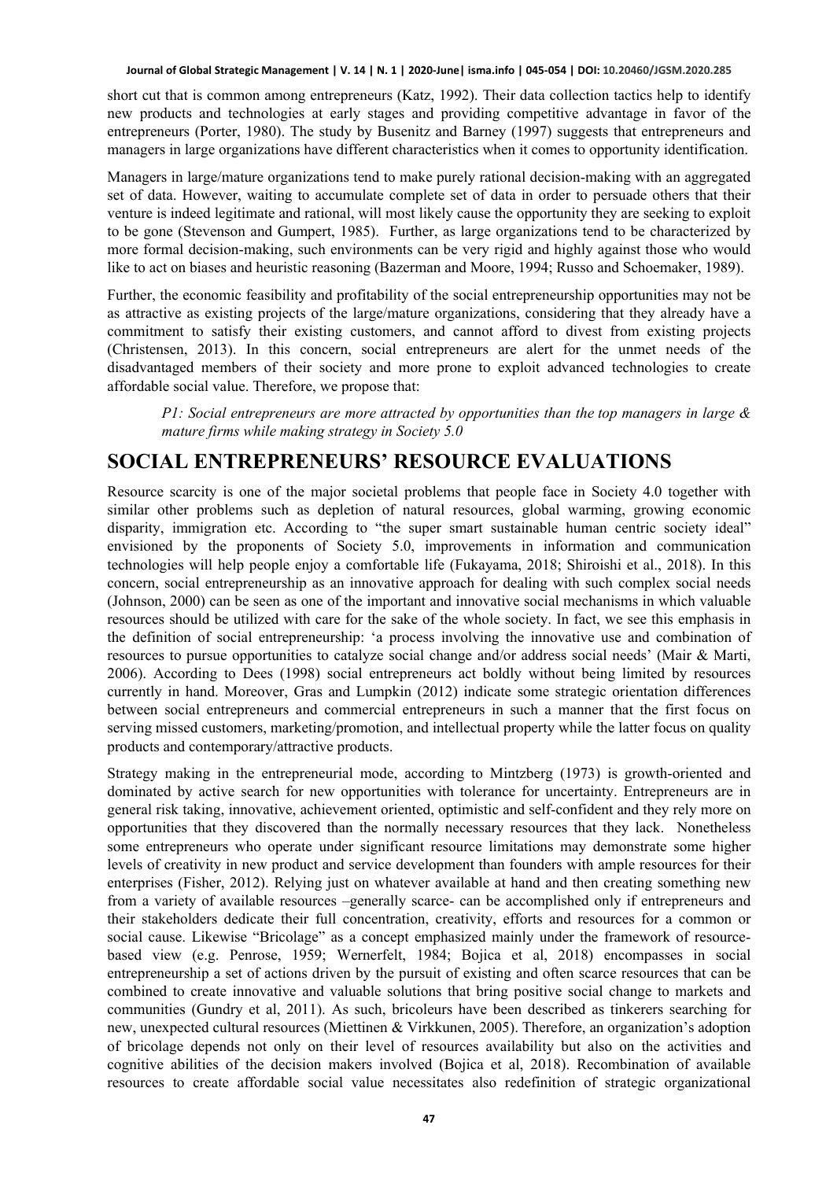short cut that is common among entrepreneurs (Katz, 1992). Their data collection tactics help to identify new products and technologies at early stages and providing competitive advantage in favor of the entrepreneurs (Porter, 1980). The study by Busenitz and Barney (1997) suggests that entrepreneurs and managers in large organizations have different characteristics when it comes to opportunity identification.

Managers in large/mature organizations tend to make purely rational decision-making with an aggregated set of data. However, waiting to accumulate complete set of data in order to persuade others that their venture is indeed legitimate and rational, will most likely cause the opportunity they are seeking to exploit to be gone (Stevenson and Gumpert, 1985). Further, as large organizations tend to be characterized by more formal decision-making, such environments can be very rigid and highly against those who would like to act on biases and heuristic reasoning (Bazerman and Moore, 1994; Russo and Schoemaker, 1989).

Further, the economic feasibility and profitability of the social entrepreneurship opportunities may not be as attractive as existing projects of the large/mature organizations, considering that they already have a commitment to satisfy their existing customers, and cannot afford to divest from existing projects (Christensen, 2013). In this concern, social entrepreneurs are alert for the unmet needs of the disadvantaged members of their society and more prone to exploit advanced technologies to create affordable social value. Therefore, we propose that:

> *P1: Social entrepreneurs are more attracted by opportunities than the top managers in large & mature firms while making strategy in Society 5.0*

## SOCIAL ENTREPRENEURS' RESOURCE EVALUATIONS

Resource scarcity is one of the major societal problems that people face in Society 4.0 together with similar other problems such as depletion of natural resources, global warming, growing economic disparity, immigration etc. According to "the super smart sustainable human centric society ideal" envisioned by the proponents of Society 5.0, improvements in information and communication technologies will help people enjoy a comfortable life (Fukayama, 2018; Shiroishi et al., 2018). In this concern, social entrepreneurship as an innovative approach for dealing with such complex social needs (Johnson, 2000) can be seen as one of the important and innovative social mechanisms in which valuable resources should be utilized with care for the sake of the whole society. In fact, we see this emphasis in the definition of social entrepreneurship: 'a process involving the innovative use and combination of resources to pursue opportunities to catalyze social change and/or address social needs' (Mair & Marti, 2006). According to Dees (1998) social entrepreneurs act boldly without being limited by resources currently in hand. Moreover, Gras and Lumpkin (2012) indicate some strategic orientation differences between social entrepreneurs and commercial entrepreneurs in such a manner that the first focus on serving missed customers, marketing/promotion, and intellectual property while the latter focus on quality products and contemporary/attractive products.

Strategy making in the entrepreneurial mode, according to Mintzberg (1973) is growth-oriented and dominated by active search for new opportunities with tolerance for uncertainty. Entrepreneurs are in general risk taking, innovative, achievement oriented, optimistic and self-confident and they rely more on opportunities that they discovered than the normally necessary resources that they lack. Nonetheless some entrepreneurs who operate under significant resource limitations may demonstrate some higher levels of creativity in new product and service development than founders with ample resources for their enterprises (Fisher, 2012). Relying just on whatever available at hand and then creating something new from a variety of available resources –generally scarce- can be accomplished only if entrepreneurs and their stakeholders dedicate their full concentration, creativity, efforts and resources for a common or social cause. Likewise "Bricolage" as a concept emphasized mainly under the framework of resource-based view (e.g. Penrose, 1959; Wernerfelt, 1984; Bojica et al, 2018) encompasses in social entrepreneurship a set of actions driven by the pursuit of existing and often scarce resources that can be combined to create innovative and valuable solutions that bring positive social change to markets and communities (Gundry et al, 2011). As such, bricoleurs have been described as tinkerers searching for new, unexpected cultural resources (Miettinen & Virkkunen, 2005). Therefore, an organization's adoption of bricolage depends not only on their level of resources availability but also on the activities and cognitive abilities of the decision makers involved (Bojica et al, 2018). Recombination of available resources to create affordable social value necessitates also redefinition of strategic organizational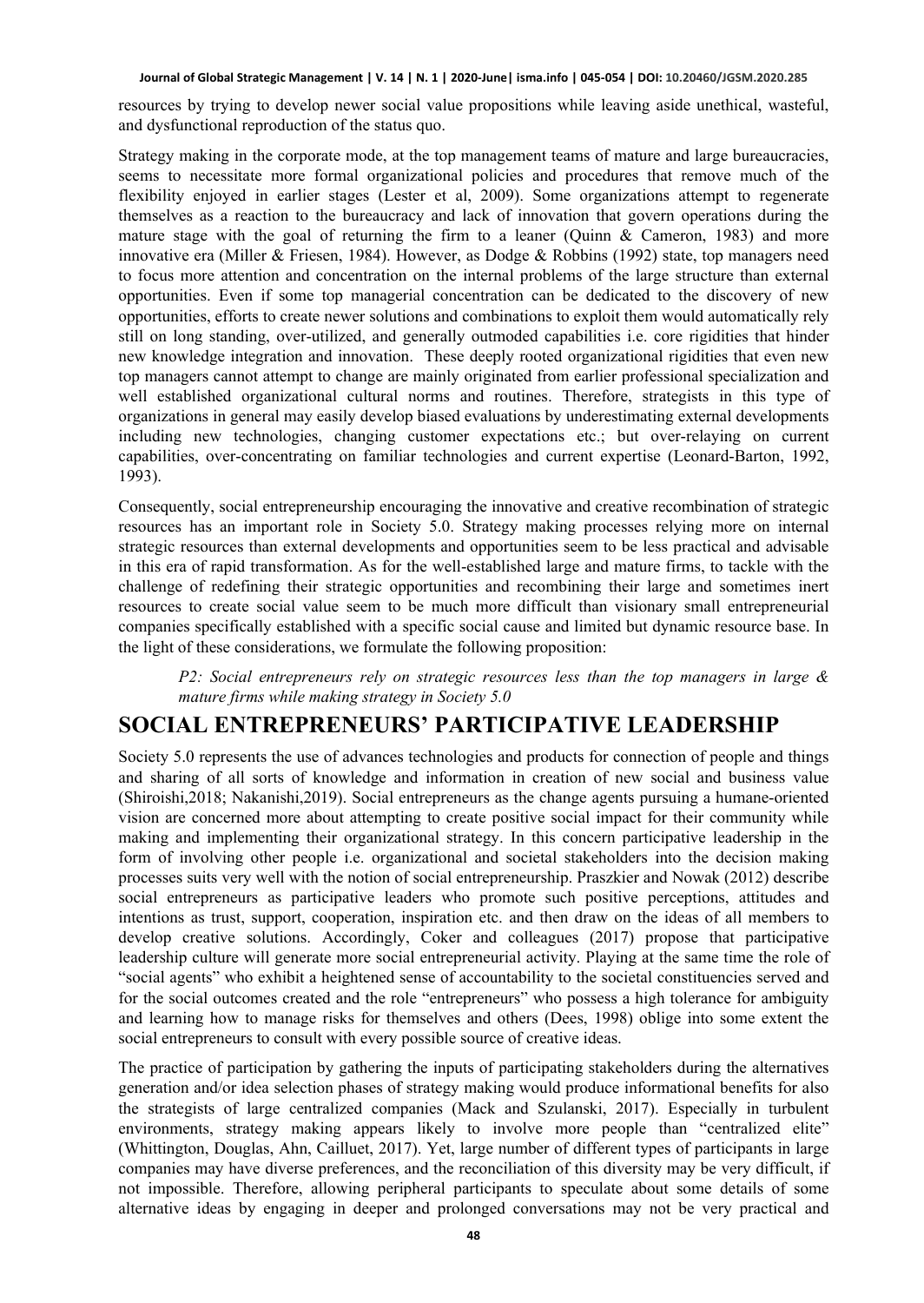resources by trying to develop newer social value propositions while leaving aside unethical, wasteful, and dysfunctional reproduction of the status quo.

Strategy making in the corporate mode, at the top management teams of mature and large bureaucracies, seems to necessitate more formal organizational policies and procedures that remove much of the flexibility enjoyed in earlier stages (Lester et al, 2009). Some organizations attempt to regenerate themselves as a reaction to the bureaucracy and lack of innovation that govern operations during the mature stage with the goal of returning the firm to a leaner (Quinn & Cameron, 1983) and more innovative era (Miller & Friesen, 1984). However, as Dodge & Robbins (1992) state, top managers need to focus more attention and concentration on the internal problems of the large structure than external opportunities. Even if some top managerial concentration can be dedicated to the discovery of new opportunities, efforts to create newer solutions and combinations to exploit them would automatically rely still on long standing, over-utilized, and generally outmoded capabilities i.e. core rigidities that hinder new knowledge integration and innovation. These deeply rooted organizational rigidities that even new top managers cannot attempt to change are mainly originated from earlier professional specialization and well established organizational cultural norms and routines. Therefore, strategists in this type of organizations in general may easily develop biased evaluations by underestimating external developments including new technologies, changing customer expectations etc.; but over-relaying on current capabilities, over-concentrating on familiar technologies and current expertise (Leonard-Barton, 1992, 1993).

Consequently, social entrepreneurship encouraging the innovative and creative recombination of strategic resources has an important role in Society 5.0. Strategy making processes relying more on internal strategic resources than external developments and opportunities seem to be less practical and advisable in this era of rapid transformation. As for the well-established large and mature firms, to tackle with the challenge of redefining their strategic opportunities and recombining their large and sometimes inert resources to create social value seem to be much more difficult than visionary small entrepreneurial companies specifically established with a specific social cause and limited but dynamic resource base. In the light of these considerations, we formulate the following proposition:

> *P2: Social entrepreneurs rely on strategic resources less than the top managers in large & mature firms while making strategy in Society 5.0*

## SOCIAL ENTREPRENEURS' PARTICIPATIVE LEADERSHIP

Society 5.0 represents the use of advances technologies and products for connection of people and things and sharing of all sorts of knowledge and information in creation of new social and business value (Shiroishi,2018; Nakanishi,2019). Social entrepreneurs as the change agents pursuing a humane-oriented vision are concerned more about attempting to create positive social impact for their community while making and implementing their organizational strategy. In this concern participative leadership in the form of involving other people i.e. organizational and societal stakeholders into the decision making processes suits very well with the notion of social entrepreneurship. Praszkier and Nowak (2012) describe social entrepreneurs as participative leaders who promote such positive perceptions, attitudes and intentions as trust, support, cooperation, inspiration etc. and then draw on the ideas of all members to develop creative solutions. Accordingly, Coker and colleagues (2017) propose that participative leadership culture will generate more social entrepreneurial activity. Playing at the same time the role of "social agents" who exhibit a heightened sense of accountability to the societal constituencies served and for the social outcomes created and the role "entrepreneurs" who possess a high tolerance for ambiguity and learning how to manage risks for themselves and others (Dees, 1998) oblige into some extent the social entrepreneurs to consult with every possible source of creative ideas.

The practice of participation by gathering the inputs of participating stakeholders during the alternatives generation and/or idea selection phases of strategy making would produce informational benefits for also the strategists of large centralized companies (Mack and Szulanski, 2017). Especially in turbulent environments, strategy making appears likely to involve more people than "centralized elite" (Whittington, Douglas, Ahn, Cailluet, 2017). Yet, large number of different types of participants in large companies may have diverse preferences, and the reconciliation of this diversity may be very difficult, if not impossible. Therefore, allowing peripheral participants to speculate about some details of some alternative ideas by engaging in deeper and prolonged conversations may not be very practical and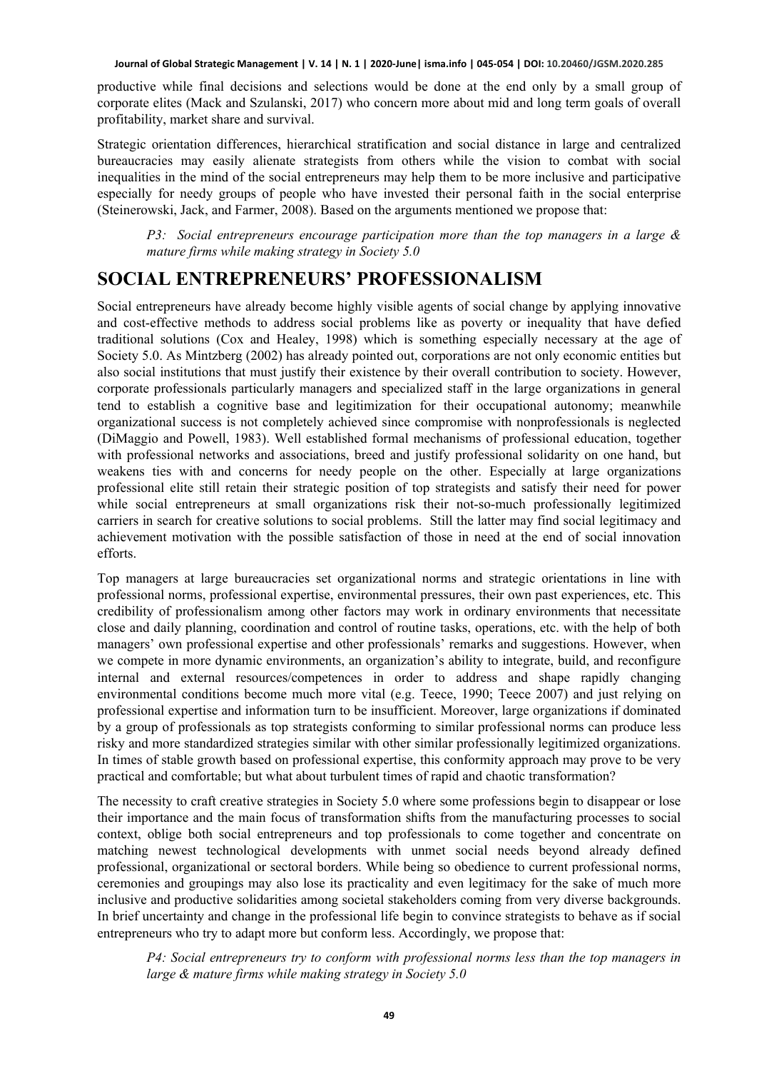productive while final decisions and selections would be done at the end only by a small group of corporate elites (Mack and Szulanski, 2017) who concern more about mid and long term goals of overall profitability, market share and survival.

Strategic orientation differences, hierarchical stratification and social distance in large and centralized bureaucracies may easily alienate strategists from others while the vision to combat with social inequalities in the mind of the social entrepreneurs may help them to be more inclusive and participative especially for needy groups of people who have invested their personal faith in the social enterprise (Steinerowski, Jack, and Farmer, 2008). Based on the arguments mentioned we propose that:

> *P3: Social entrepreneurs encourage participation more than the top managers in a large & mature firms while making strategy in Society 5.0*

## SOCIAL ENTREPRENEURS' PROFESSIONALISM

Social entrepreneurs have already become highly visible agents of social change by applying innovative and cost-effective methods to address social problems like as poverty or inequality that have defied traditional solutions (Cox and Healey, 1998) which is something especially necessary at the age of Society 5.0. As Mintzberg (2002) has already pointed out, corporations are not only economic entities but also social institutions that must justify their existence by their overall contribution to society. However, corporate professionals particularly managers and specialized staff in the large organizations in general tend to establish a cognitive base and legitimization for their occupational autonomy; meanwhile organizational success is not completely achieved since compromise with nonprofessionals is neglected (DiMaggio and Powell, 1983). Well established formal mechanisms of professional education, together with professional networks and associations, breed and justify professional solidarity on one hand, but weakens ties with and concerns for needy people on the other. Especially at large organizations professional elite still retain their strategic position of top strategists and satisfy their need for power while social entrepreneurs at small organizations risk their not-so-much professionally legitimized carriers in search for creative solutions to social problems. Still the latter may find social legitimacy and achievement motivation with the possible satisfaction of those in need at the end of social innovation efforts.

Top managers at large bureaucracies set organizational norms and strategic orientations in line with professional norms, professional expertise, environmental pressures, their own past experiences, etc. This credibility of professionalism among other factors may work in ordinary environments that necessitate close and daily planning, coordination and control of routine tasks, operations, etc. with the help of both managers' own professional expertise and other professionals' remarks and suggestions. However, when we compete in more dynamic environments, an organization's ability to integrate, build, and reconfigure internal and external resources/competences in order to address and shape rapidly changing environmental conditions become much more vital (e.g. Teece, 1990; Teece 2007) and just relying on professional expertise and information turn to be insufficient. Moreover, large organizations if dominated by a group of professionals as top strategists conforming to similar professional norms can produce less risky and more standardized strategies similar with other similar professionally legitimized organizations. In times of stable growth based on professional expertise, this conformity approach may prove to be very practical and comfortable; but what about turbulent times of rapid and chaotic transformation?

The necessity to craft creative strategies in Society 5.0 where some professions begin to disappear or lose their importance and the main focus of transformation shifts from the manufacturing processes to social context, oblige both social entrepreneurs and top professionals to come together and concentrate on matching newest technological developments with unmet social needs beyond already defined professional, organizational or sectoral borders. While being so obedience to current professional norms, ceremonies and groupings may also lose its practicality and even legitimacy for the sake of much more inclusive and productive solidarities among societal stakeholders coming from very diverse backgrounds. In brief uncertainty and change in the professional life begin to convince strategists to behave as if social entrepreneurs who try to adapt more but conform less. Accordingly, we propose that:

> *P4: Social entrepreneurs try to conform with professional norms less than the top managers in large & mature firms while making strategy in Society 5.0*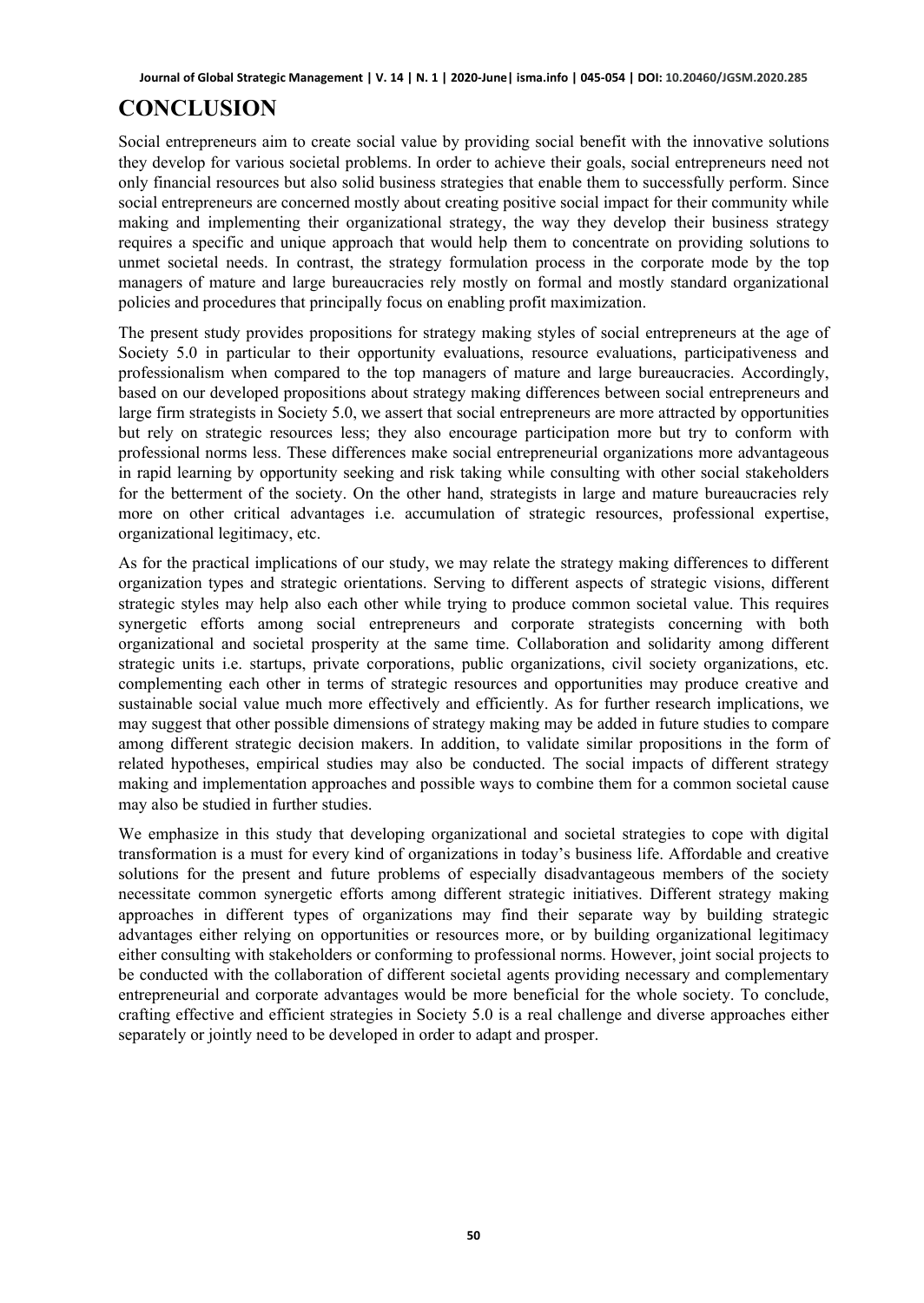# CONCLUSION

Social entrepreneurs aim to create social value by providing social benefit with the innovative solutions they develop for various societal problems. In order to achieve their goals, social entrepreneurs need not only financial resources but also solid business strategies that enable them to successfully perform. Since social entrepreneurs are concerned mostly about creating positive social impact for their community while making and implementing their organizational strategy, the way they develop their business strategy requires a specific and unique approach that would help them to concentrate on providing solutions to unmet societal needs. In contrast, the strategy formulation process in the corporate mode by the top managers of mature and large bureaucracies rely mostly on formal and mostly standard organizational policies and procedures that principally focus on enabling profit maximization.

The present study provides propositions for strategy making styles of social entrepreneurs at the age of Society 5.0 in particular to their opportunity evaluations, resource evaluations, participativeness and professionalism when compared to the top managers of mature and large bureaucracies. Accordingly, based on our developed propositions about strategy making differences between social entrepreneurs and large firm strategists in Society 5.0, we assert that social entrepreneurs are more attracted by opportunities but rely on strategic resources less; they also encourage participation more but try to conform with professional norms less. These differences make social entrepreneurial organizations more advantageous in rapid learning by opportunity seeking and risk taking while consulting with other social stakeholders for the betterment of the society. On the other hand, strategists in large and mature bureaucracies rely more on other critical advantages i.e. accumulation of strategic resources, professional expertise, organizational legitimacy, etc.

As for the practical implications of our study, we may relate the strategy making differences to different organization types and strategic orientations. Serving to different aspects of strategic visions, different strategic styles may help also each other while trying to produce common societal value. This requires synergetic efforts among social entrepreneurs and corporate strategists concerning with both organizational and societal prosperity at the same time. Collaboration and solidarity among different strategic units i.e. startups, private corporations, public organizations, civil society organizations, etc. complementing each other in terms of strategic resources and opportunities may produce creative and sustainable social value much more effectively and efficiently. As for further research implications, we may suggest that other possible dimensions of strategy making may be added in future studies to compare among different strategic decision makers. In addition, to validate similar propositions in the form of related hypotheses, empirical studies may also be conducted. The social impacts of different strategy making and implementation approaches and possible ways to combine them for a common societal cause may also be studied in further studies.

We emphasize in this study that developing organizational and societal strategies to cope with digital transformation is a must for every kind of organizations in today's business life. Affordable and creative solutions for the present and future problems of especially disadvantageous members of the society necessitate common synergetic efforts among different strategic initiatives. Different strategy making approaches in different types of organizations may find their separate way by building strategic advantages either relying on opportunities or resources more, or by building organizational legitimacy either consulting with stakeholders or conforming to professional norms. However, joint social projects to be conducted with the collaboration of different societal agents providing necessary and complementary entrepreneurial and corporate advantages would be more beneficial for the whole society. To conclude, crafting effective and efficient strategies in Society 5.0 is a real challenge and diverse approaches either separately or jointly need to be developed in order to adapt and prosper.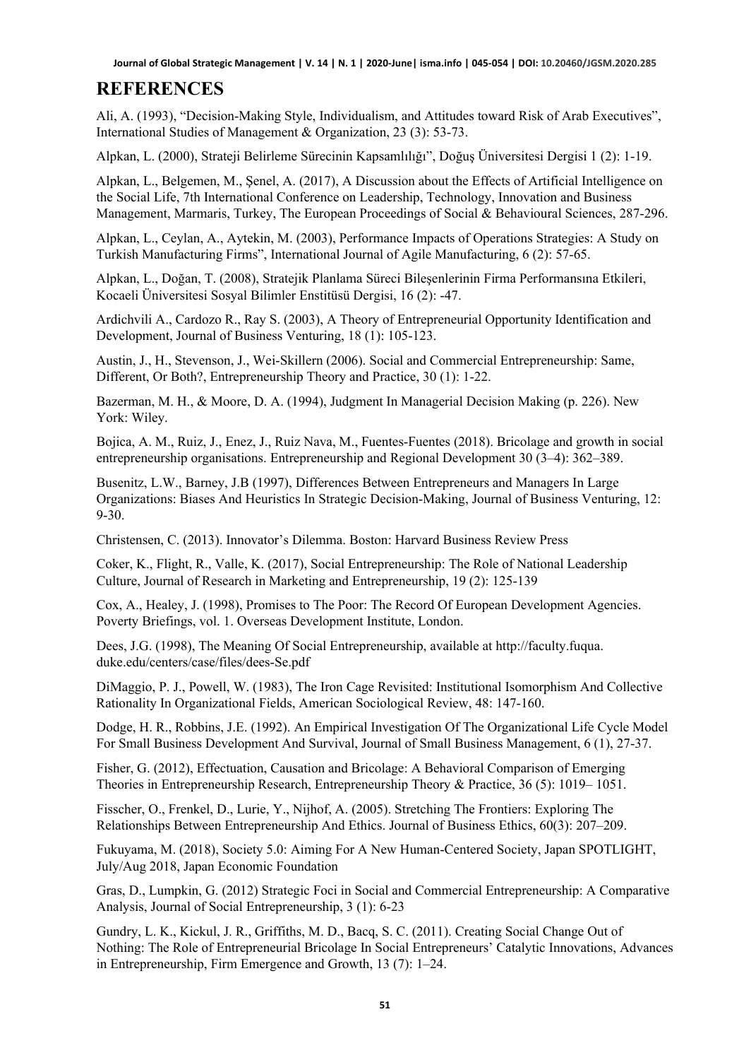## REFERENCES

Ali, A. (1993), "Decision-Making Style, Individualism, and Attitudes toward Risk of Arab Executives", International Studies of Management & Organization, 23 (3): 53-73.

Alpkan, L. (2000), Strateji Belirleme Sürecinin Kapsamlılığı", Doğuş Üniversitesi Dergisi 1 (2): 1-19.

Alpkan, L., Belgemen, M., Şenel, A. (2017), A Discussion about the Effects of Artificial Intelligence on the Social Life, 7th International Conference on Leadership, Technology, Innovation and Business Management, Marmaris, Turkey, The European Proceedings of Social & Behavioural Sciences, 287-296.

Alpkan, L., Ceylan, A., Aytekin, M. (2003), Performance Impacts of Operations Strategies: A Study on Turkish Manufacturing Firms", International Journal of Agile Manufacturing, 6 (2): 57-65.

Alpkan, L., Doğan, T. (2008), Stratejik Planlama Süreci Bileşenlerinin Firma Performansına Etkileri, Kocaeli Üniversitesi Sosyal Bilimler Enstitüsü Dergisi, 16 (2): -47.

Ardichvili A., Cardozo R., Ray S. (2003), A Theory of Entrepreneurial Opportunity Identification and Development, Journal of Business Venturing, 18 (1): 105-123.

Austin, J., H., Stevenson, J., Wei-Skillern (2006). Social and Commercial Entrepreneurship: Same, Different, Or Both?, Entrepreneurship Theory and Practice, 30 (1): 1-22.

Bazerman, M. H., & Moore, D. A. (1994), Judgment In Managerial Decision Making (p. 226). New York: Wiley.

Bojica, A. M., Ruiz, J., Enez, J., Ruiz Nava, M., Fuentes-Fuentes (2018). Bricolage and growth in social entrepreneurship organisations. Entrepreneurship and Regional Development 30 (3–4): 362–389.

Busenitz, L.W., Barney, J.B (1997), Differences Between Entrepreneurs and Managers In Large Organizations: Biases And Heuristics In Strategic Decision-Making, Journal of Business Venturing, 12: 9-30.

Christensen, C. (2013). Innovator's Dilemma. Boston: Harvard Business Review Press

Coker, K., Flight, R., Valle, K. (2017), Social Entrepreneurship: The Role of National Leadership Culture, Journal of Research in Marketing and Entrepreneurship, 19 (2): 125-139

Cox, A., Healey, J. (1998), Promises to The Poor: The Record Of European Development Agencies. Poverty Briefings, vol. 1. Overseas Development Institute, London.

Dees, J.G. (1998), The Meaning Of Social Entrepreneurship, available at http://faculty.fuqua.duke.edu/centers/case/files/dees-Se.pdf

DiMaggio, P. J., Powell, W. (1983), The Iron Cage Revisited: Institutional Isomorphism And Collective Rationality In Organizational Fields, American Sociological Review, 48: 147-160.

Dodge, H. R., Robbins, J.E. (1992). An Empirical Investigation Of The Organizational Life Cycle Model For Small Business Development And Survival, Journal of Small Business Management, 6 (1), 27-37.

Fisher, G. (2012), Effectuation, Causation and Bricolage: A Behavioral Comparison of Emerging Theories in Entrepreneurship Research, Entrepreneurship Theory & Practice, 36 (5): 1019– 1051.

Fisscher, O., Frenkel, D., Lurie, Y., Nijhof, A. (2005). Stretching The Frontiers: Exploring The Relationships Between Entrepreneurship And Ethics. Journal of Business Ethics, 60(3): 207–209.

Fukuyama, M. (2018), Society 5.0: Aiming For A New Human-Centered Society, Japan SPOTLIGHT, July/Aug 2018, Japan Economic Foundation

Gras, D., Lumpkin, G. (2012) Strategic Foci in Social and Commercial Entrepreneurship: A Comparative Analysis, Journal of Social Entrepreneurship, 3 (1): 6-23

Gundry, L. K., Kickul, J. R., Griffiths, M. D., Bacq, S. C. (2011). Creating Social Change Out of Nothing: The Role of Entrepreneurial Bricolage In Social Entrepreneurs' Catalytic Innovations, Advances in Entrepreneurship, Firm Emergence and Growth, 13 (7): 1–24.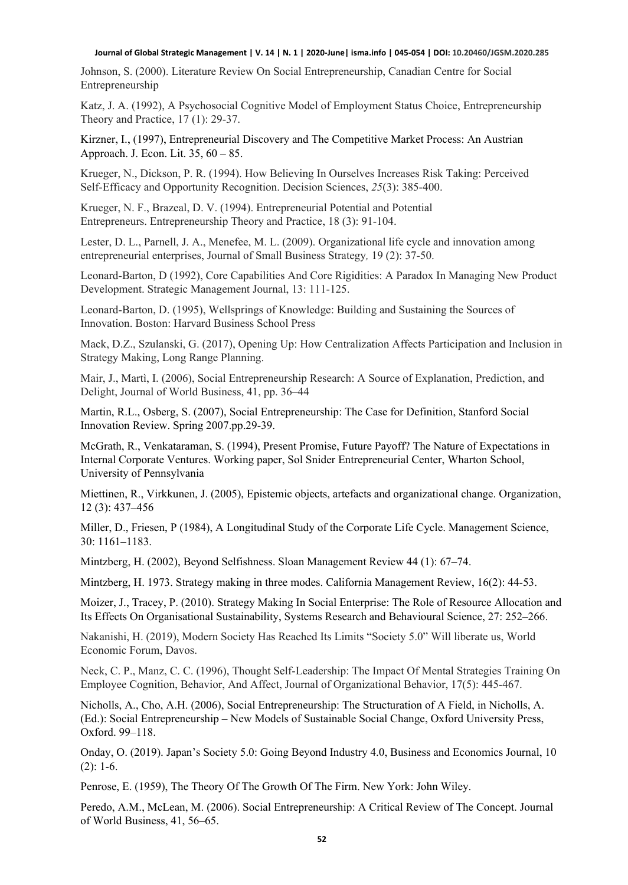Johnson, S. (2000). Literature Review On Social Entrepreneurship, Canadian Centre for Social Entrepreneurship

Katz, J. A. (1992), A Psychosocial Cognitive Model of Employment Status Choice, Entrepreneurship Theory and Practice, 17 (1): 29-37.

Kirzner, I., (1997), Entrepreneurial Discovery and The Competitive Market Process: An Austrian Approach. J. Econ. Lit. 35, 60 – 85.

Krueger, N., Dickson, P. R. (1994). How Believing In Ourselves Increases Risk Taking: Perceived Self-Efficacy and Opportunity Recognition. Decision Sciences, *25*(3): 385-400.

Krueger, N. F., Brazeal, D. V. (1994). Entrepreneurial Potential and Potential Entrepreneurs. Entrepreneurship Theory and Practice, 18 (3): 91-104.

Lester, D. L., Parnell, J. A., Menefee, M. L. (2009). Organizational life cycle and innovation among entrepreneurial enterprises, Journal of Small Business Strategy*,* 19 (2): 37-50.

Leonard-Barton, D (1992), Core Capabilities And Core Rigidities: A Paradox In Managing New Product Development. Strategic Management Journal, 13: 111-125.

Leonard-Barton, D. (1995), Wellsprings of Knowledge: Building and Sustaining the Sources of Innovation. Boston: Harvard Business School Press

Mack, D.Z., Szulanski, G. (2017), Opening Up: How Centralization Affects Participation and Inclusion in Strategy Making, Long Range Planning.

Mair, J., Martì, I. (2006), Social Entrepreneurship Research: A Source of Explanation, Prediction, and Delight, Journal of World Business, 41, pp. 36–44

Martin, R.L., Osberg, S. (2007), Social Entrepreneurship: The Case for Definition, Stanford Social Innovation Review. Spring 2007.pp.29-39.

McGrath, R., Venkataraman, S. (1994), Present Promise, Future Payoff? The Nature of Expectations in Internal Corporate Ventures. Working paper, Sol Snider Entrepreneurial Center, Wharton School, University of Pennsylvania

Miettinen, R., Virkkunen, J. (2005), Epistemic objects, artefacts and organizational change. Organization, 12 (3): 437–456

Miller, D., Friesen, P (1984), A Longitudinal Study of the Corporate Life Cycle. Management Science, 30: 1161–1183.

Mintzberg, H. (2002), Beyond Selfishness. Sloan Management Review 44 (1): 67–74.

Mintzberg, H. 1973. Strategy making in three modes. California Management Review, 16(2): 44-53.

Moizer, J., Tracey, P. (2010). Strategy Making In Social Enterprise: The Role of Resource Allocation and Its Effects On Organisational Sustainability, Systems Research and Behavioural Science, 27: 252–266.

Nakanishi, H. (2019), Modern Society Has Reached Its Limits "Society 5.0" Will liberate us, World Economic Forum, Davos.

Neck, C. P., Manz, C. C. (1996), Thought Self-Leadership: The Impact Of Mental Strategies Training On Employee Cognition, Behavior, And Affect, Journal of Organizational Behavior, 17(5): 445-467.

Nicholls, A., Cho, A.H. (2006), Social Entrepreneurship: The Structuration of A Field, in Nicholls, A. (Ed.): Social Entrepreneurship – New Models of Sustainable Social Change, Oxford University Press, Oxford. 99–118.

Onday, O. (2019). Japan's Society 5.0: Going Beyond Industry 4.0, Business and Economics Journal, 10 (2): 1-6.

Penrose, E. (1959), The Theory Of The Growth Of The Firm. New York: John Wiley.

Peredo, A.M., McLean, M. (2006). Social Entrepreneurship: A Critical Review of The Concept. Journal of World Business, 41, 56–65.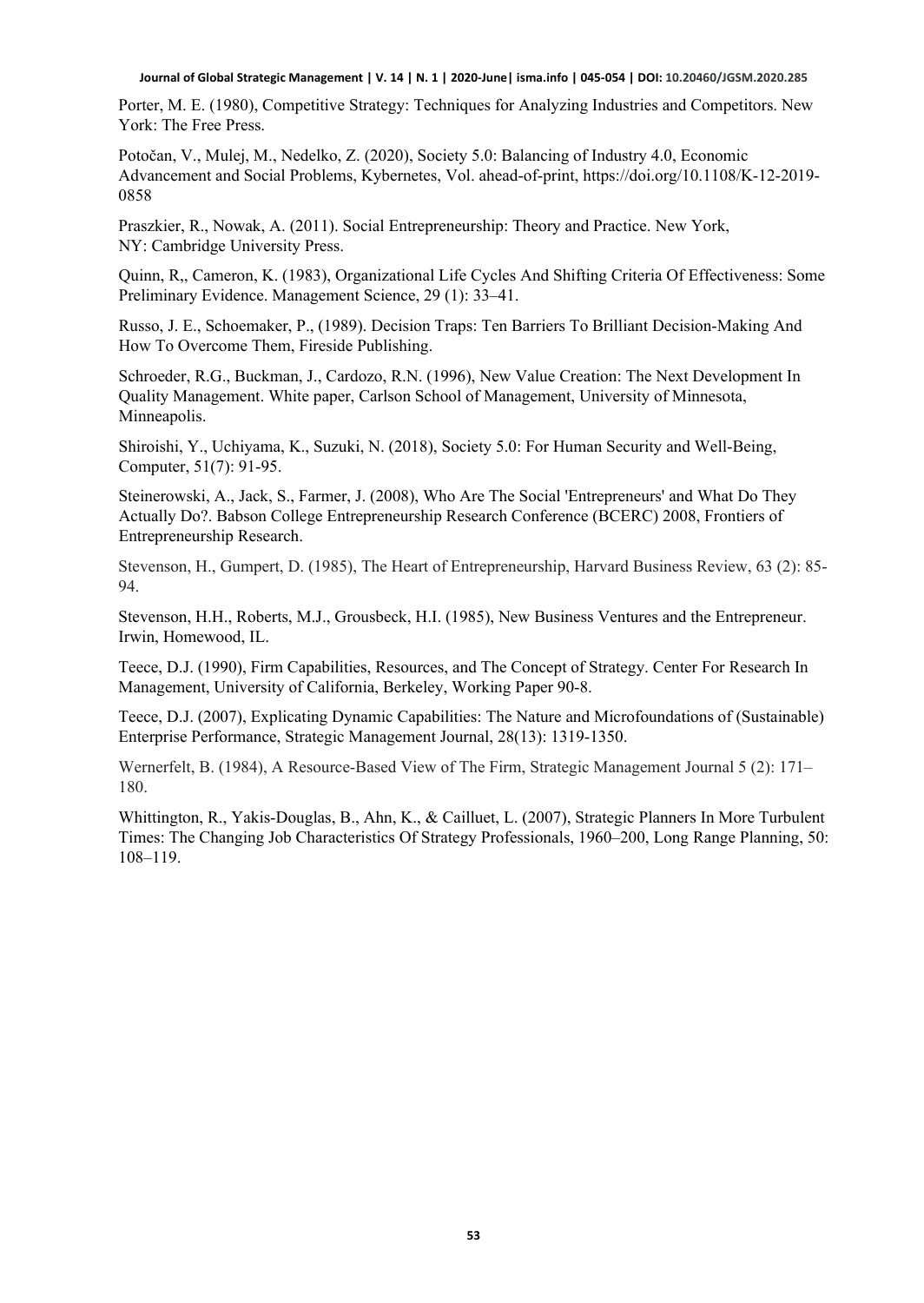Porter, M. E. (1980), Competitive Strategy: Techniques for Analyzing Industries and Competitors. New York: The Free Press.

Potočan, V., Mulej, M., Nedelko, Z. (2020), Society 5.0: Balancing of Industry 4.0, Economic Advancement and Social Problems, Kybernetes, Vol. ahead-of-print, https://doi.org/10.1108/K-12-2019-0858

Praszkier, R., Nowak, A. (2011). Social Entrepreneurship: Theory and Practice. New York, NY: Cambridge University Press.

Quinn, R,, Cameron, K. (1983), Organizational Life Cycles And Shifting Criteria Of Effectiveness: Some Preliminary Evidence. Management Science, 29 (1): 33–41.

Russo, J. E., Schoemaker, P., (1989). Decision Traps: Ten Barriers To Brilliant Decision-Making And How To Overcome Them, Fireside Publishing.

Schroeder, R.G., Buckman, J., Cardozo, R.N. (1996), New Value Creation: The Next Development In Quality Management. White paper, Carlson School of Management, University of Minnesota, Minneapolis.

Shiroishi, Y., Uchiyama, K., Suzuki, N. (2018), Society 5.0: For Human Security and Well-Being, Computer, 51(7): 91-95.

Steinerowski, A., Jack, S., Farmer, J. (2008), Who Are The Social 'Entrepreneurs' and What Do They Actually Do?. Babson College Entrepreneurship Research Conference (BCERC) 2008, Frontiers of Entrepreneurship Research.

Stevenson, H., Gumpert, D. (1985), The Heart of Entrepreneurship, Harvard Business Review, 63 (2): 85-94.

Stevenson, H.H., Roberts, M.J., Grousbeck, H.I. (1985), New Business Ventures and the Entrepreneur. Irwin, Homewood, IL.

Teece, D.J. (1990), Firm Capabilities, Resources, and The Concept of Strategy. Center For Research In Management, University of California, Berkeley, Working Paper 90-8.

Teece, D.J. (2007), Explicating Dynamic Capabilities: The Nature and Microfoundations of (Sustainable) Enterprise Performance, Strategic Management Journal, 28(13): 1319-1350.

Wernerfelt, B. (1984), A Resource-Based View of The Firm, Strategic Management Journal 5 (2): 171–180.

Whittington, R., Yakis-Douglas, B., Ahn, K., & Cailluet, L. (2007), Strategic Planners In More Turbulent Times: The Changing Job Characteristics Of Strategy Professionals, 1960–200, Long Range Planning, 50: 108–119.